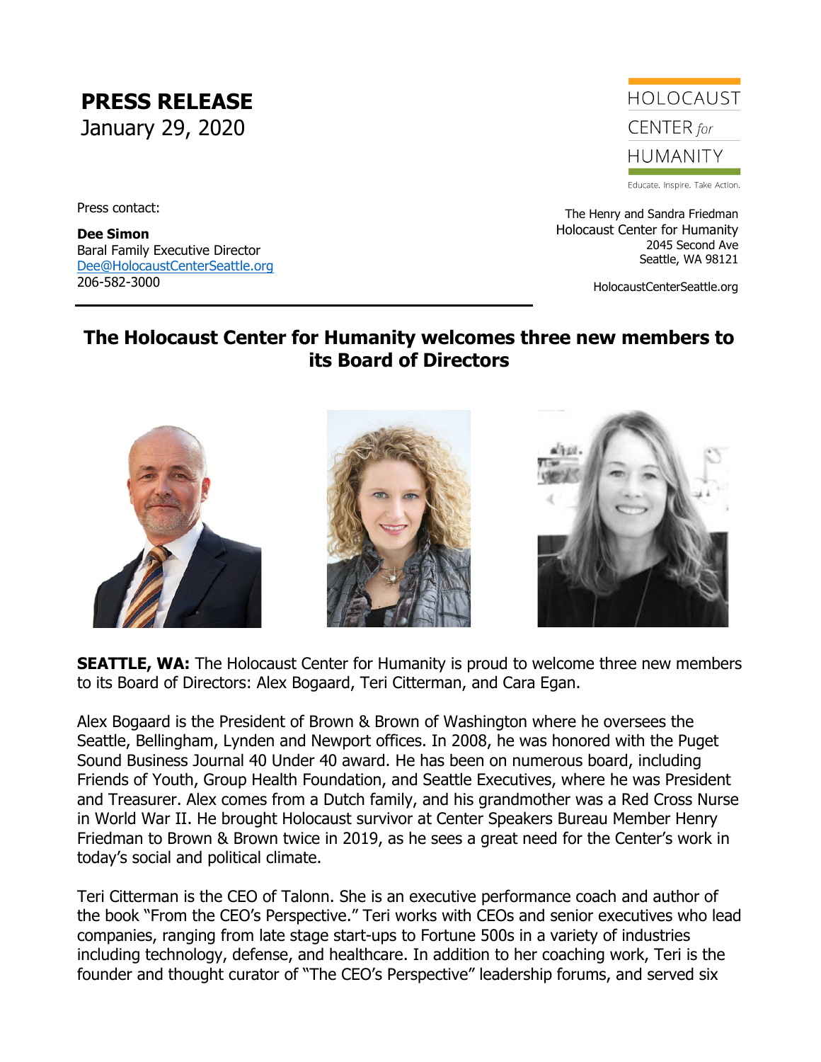**PRESS RELEASE**
January 29, 2020

HOLOCAUST CENTER *for* HUMANITY

Educate. Inspire. Take Action.

Press contact:

**Dee Simon**
Baral Family Executive Director
[Dee@HolocaustCenterSeattle.org](mailto:Dee@HolocaustCenterSeattle.org)
206-582-3000

The Henry and Sandra Friedman
Holocaust Center for Humanity
2045 Second Ave
Seattle, WA 98121

HolocaustCenterSeattle.org

---

## The Holocaust Center for Humanity welcomes three new members to its Board of Directors

**SEATTLE, WA:** The Holocaust Center for Humanity is proud to welcome three new members to its Board of Directors: Alex Bogaard, Teri Citterman, and Cara Egan.

Alex Bogaard is the President of Brown & Brown of Washington where he oversees the Seattle, Bellingham, Lynden and Newport offices. In 2008, he was honored with the Puget Sound Business Journal 40 Under 40 award. He has been on numerous board, including Friends of Youth, Group Health Foundation, and Seattle Executives, where he was President and Treasurer. Alex comes from a Dutch family, and his grandmother was a Red Cross Nurse in World War II. He brought Holocaust survivor at Center Speakers Bureau Member Henry Friedman to Brown & Brown twice in 2019, as he sees a great need for the Center's work in today's social and political climate.

Teri Citterman is the CEO of Talonn. She is an executive performance coach and author of the book "From the CEO's Perspective." Teri works with CEOs and senior executives who lead companies, ranging from late stage start-ups to Fortune 500s in a variety of industries including technology, defense, and healthcare. In addition to her coaching work, Teri is the founder and thought curator of "The CEO's Perspective" leadership forums, and served six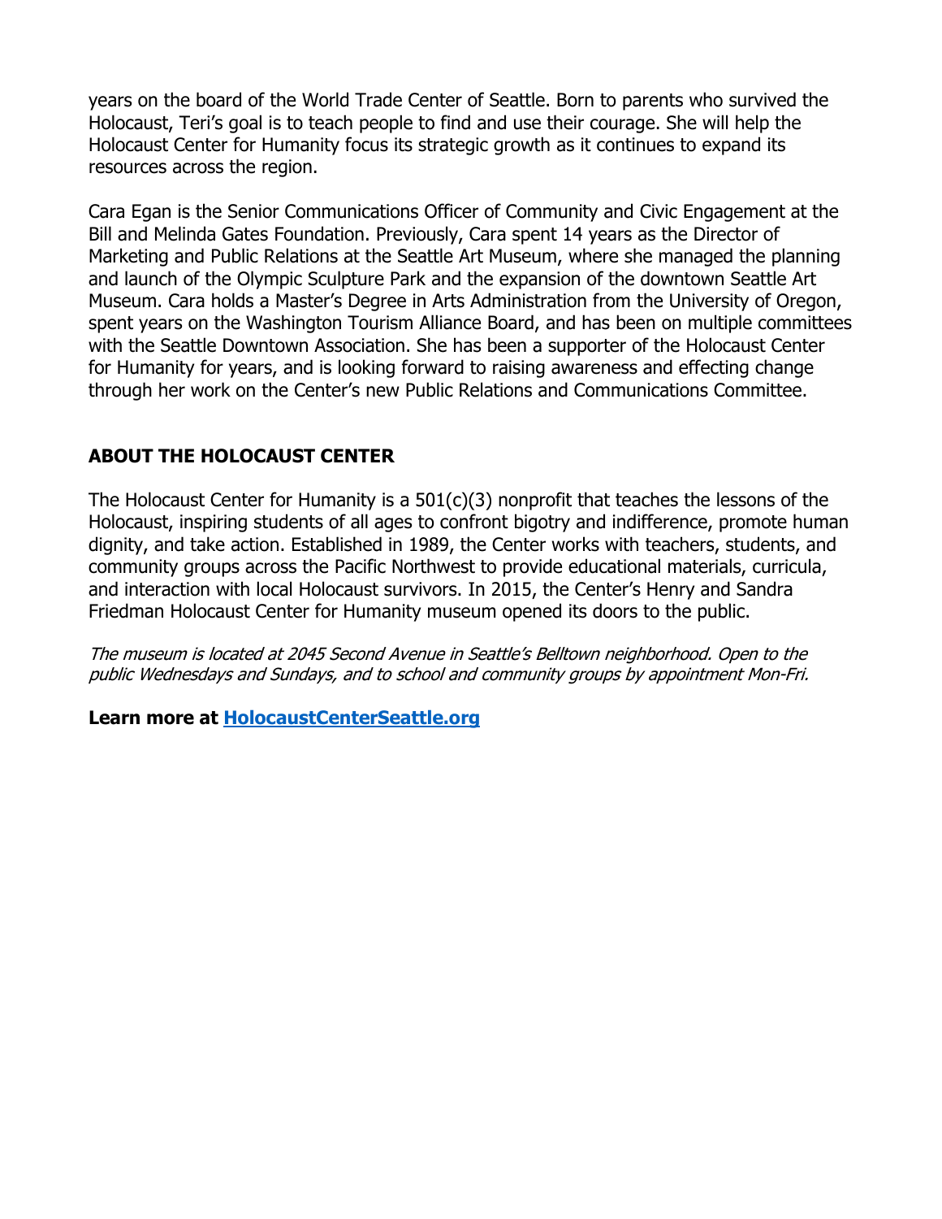years on the board of the World Trade Center of Seattle. Born to parents who survived the Holocaust, Teri's goal is to teach people to find and use their courage. She will help the Holocaust Center for Humanity focus its strategic growth as it continues to expand its resources across the region.

Cara Egan is the Senior Communications Officer of Community and Civic Engagement at the Bill and Melinda Gates Foundation. Previously, Cara spent 14 years as the Director of Marketing and Public Relations at the Seattle Art Museum, where she managed the planning and launch of the Olympic Sculpture Park and the expansion of the downtown Seattle Art Museum. Cara holds a Master's Degree in Arts Administration from the University of Oregon, spent years on the Washington Tourism Alliance Board, and has been on multiple committees with the Seattle Downtown Association. She has been a supporter of the Holocaust Center for Humanity for years, and is looking forward to raising awareness and effecting change through her work on the Center's new Public Relations and Communications Committee.

## ABOUT THE HOLOCAUST CENTER

The Holocaust Center for Humanity is a 501(c)(3) nonprofit that teaches the lessons of the Holocaust, inspiring students of all ages to confront bigotry and indifference, promote human dignity, and take action. Established in 1989, the Center works with teachers, students, and community groups across the Pacific Northwest to provide educational materials, curricula, and interaction with local Holocaust survivors. In 2015, the Center's Henry and Sandra Friedman Holocaust Center for Humanity museum opened its doors to the public.

*The museum is located at 2045 Second Avenue in Seattle's Belltown neighborhood. Open to the public Wednesdays and Sundays, and to school and community groups by appointment Mon-Fri.*

**Learn more at [HolocaustCenterSeattle.org](HolocaustCenterSeattle.org)**